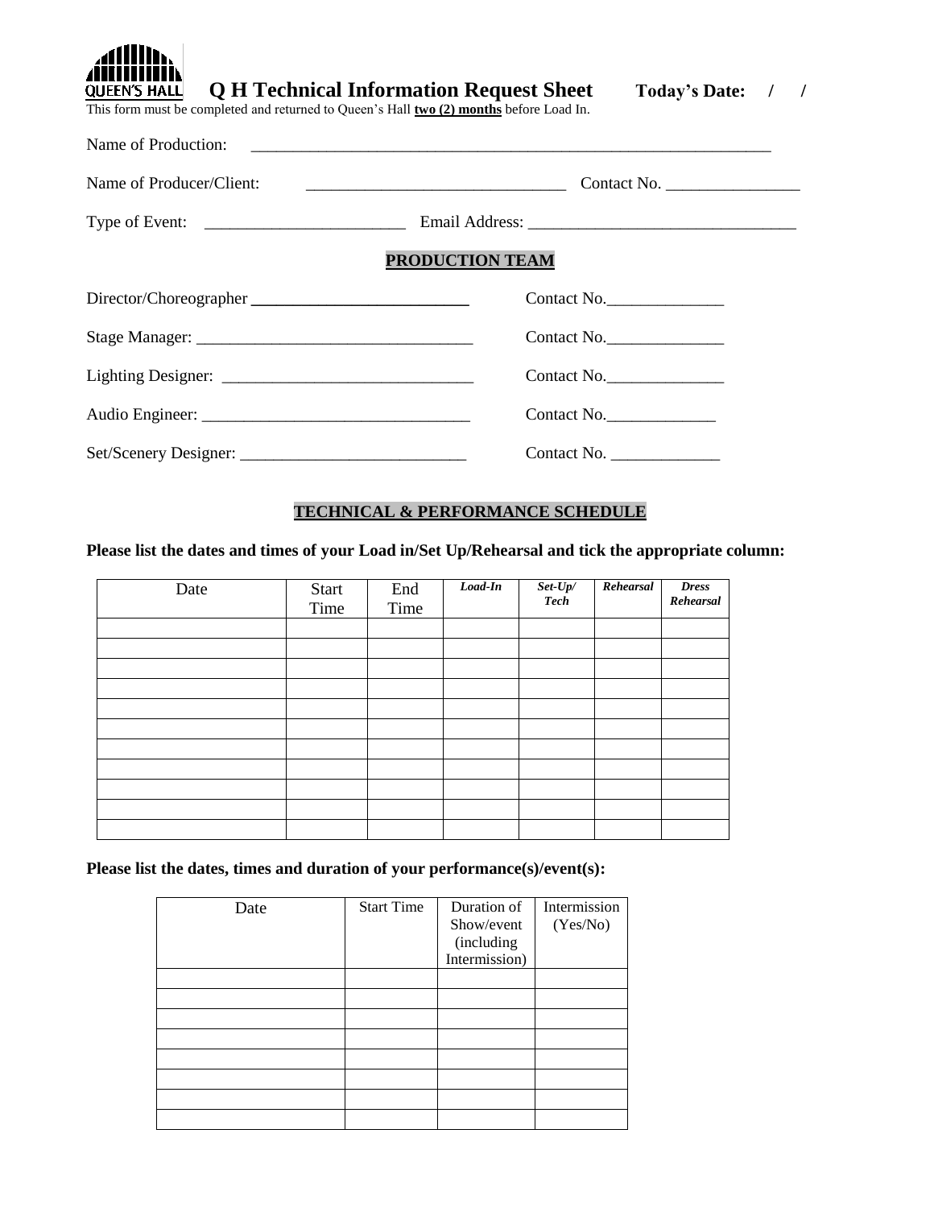QUEEN'S HALL

# Q H Technical Information Request Sheet

**Today's Date: / /**

This form must be completed and returned to Queen's Hall **two (2) months** before Load In.

Name of Production: ______________________________________________________________

Name of Producer/Client: ______________________________ Contact No. ________________

Type of Event: ________________________ Email Address: ________________________________

## PRODUCTION TEAM

Director/Choreographer ___________________________ Contact No.______________

Stage Manager: _________________________________ Contact No.______________

Lighting Designer: ______________________________ Contact No.______________

Audio Engineer: ________________________________ Contact No.______________

Set/Scenery Designer: ___________________________ Contact No. _____________

## TECHNICAL & PERFORMANCE SCHEDULE

**Please list the dates and times of your Load in/Set Up/Rehearsal and tick the appropriate column:**

| Date | Start Time | End Time | ***Load-In*** | ***Set-Up/ Tech*** | ***Rehearsal*** | ***Dress Rehearsal*** |
|---|---|---|---|---|---|---|
| | | | | | | |
| | | | | | | |
| | | | | | | |
| | | | | | | |
| | | | | | | |
| | | | | | | |
| | | | | | | |
| | | | | | | |
| | | | | | | |
| | | | | | | |
| | | | | | | |

**Please list the dates, times and duration of your performance(s)/event(s):**

| Date | Start Time | Duration of Show/event (including Intermission) | Intermission (Yes/No) |
|---|---|---|---|
| | | | |
| | | | |
| | | | |
| | | | |
| | | | |
| | | | |
| | | | |
| | | | |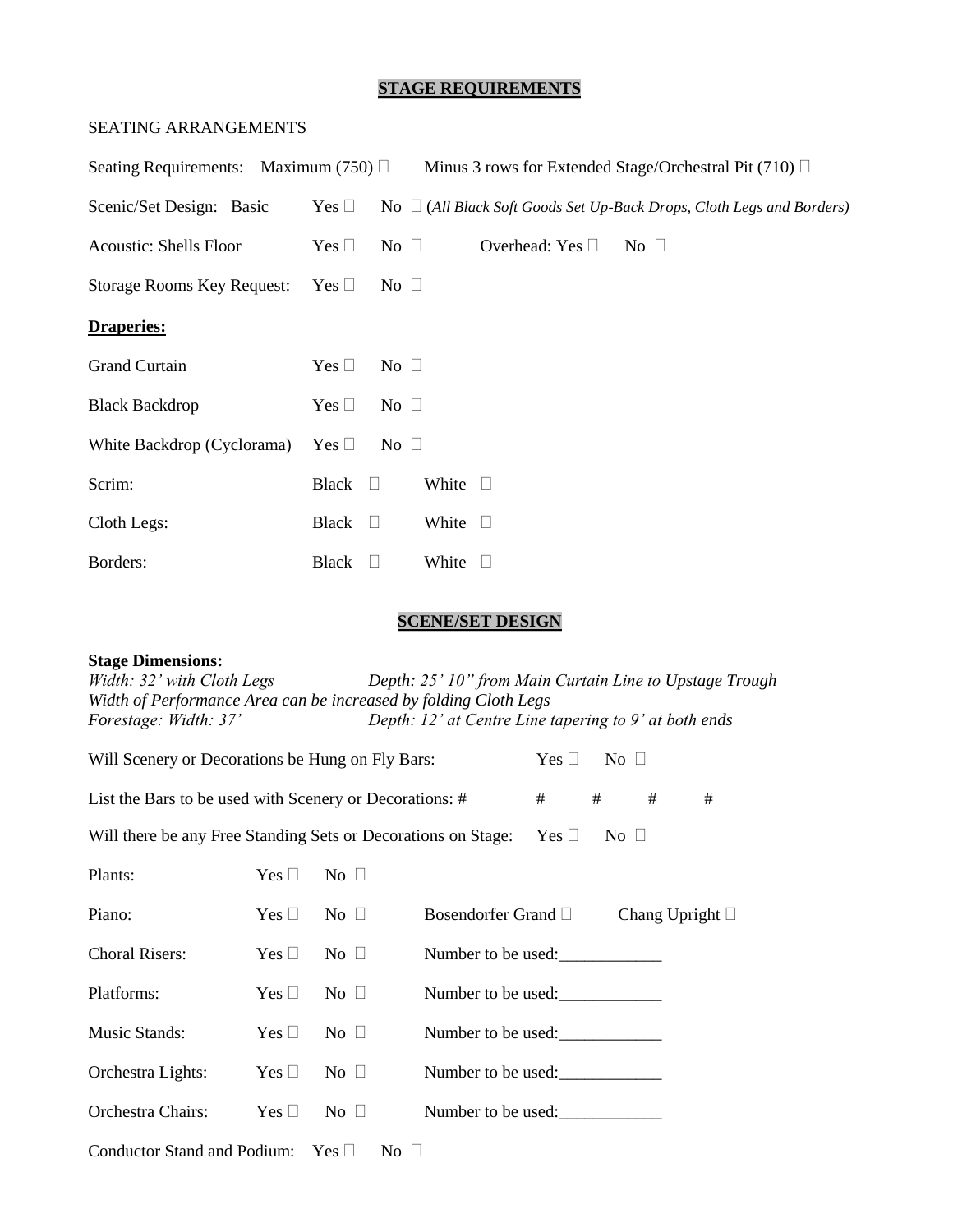## STAGE REQUIREMENTS

SEATING ARRANGEMENTS

Seating Requirements: Maximum (750) ☐ Minus 3 rows for Extended Stage/Orchestral Pit (710) ☐

Scenic/Set Design: Basic Yes ☐ No ☐ *(All Black Soft Goods Set Up-Back Drops, Cloth Legs and Borders)*

Acoustic: Shells Floor Yes ☐ No ☐ Overhead: Yes ☐ No ☐

Storage Rooms Key Request: Yes ☐ No ☐

**Draperies:**

Grand Curtain Yes ☐ No ☐

Black Backdrop Yes ☐ No ☐

White Backdrop (Cyclorama) Yes ☐ No ☐

Scrim: Black ☐ White ☐

Cloth Legs: Black ☐ White ☐

Borders: Black ☐ White ☐

## SCENE/SET DESIGN

**Stage Dimensions:**
*Width: 32' with Cloth Legs* *Depth: 25' 10" from Main Curtain Line to Upstage Trough*
*Width of Performance Area can be increased by folding Cloth Legs*
*Forestage: Width: 37'* *Depth: 12' at Centre Line tapering to 9' at both ends*

Will Scenery or Decorations be Hung on Fly Bars: Yes ☐ No ☐

List the Bars to be used with Scenery or Decorations: # # # # #

Will there be any Free Standing Sets or Decorations on Stage: Yes ☐ No ☐

Plants: Yes ☐ No ☐

Piano: Yes ☐ No ☐ Bosendorfer Grand ☐ Chang Upright ☐

Choral Risers: Yes ☐ No ☐ Number to be used:____________

Platforms: Yes ☐ No ☐ Number to be used:____________

Music Stands: Yes ☐ No ☐ Number to be used:____________

Orchestra Lights: Yes ☐ No ☐ Number to be used:____________

Orchestra Chairs: Yes ☐ No ☐ Number to be used:____________

Conductor Stand and Podium: Yes ☐ No ☐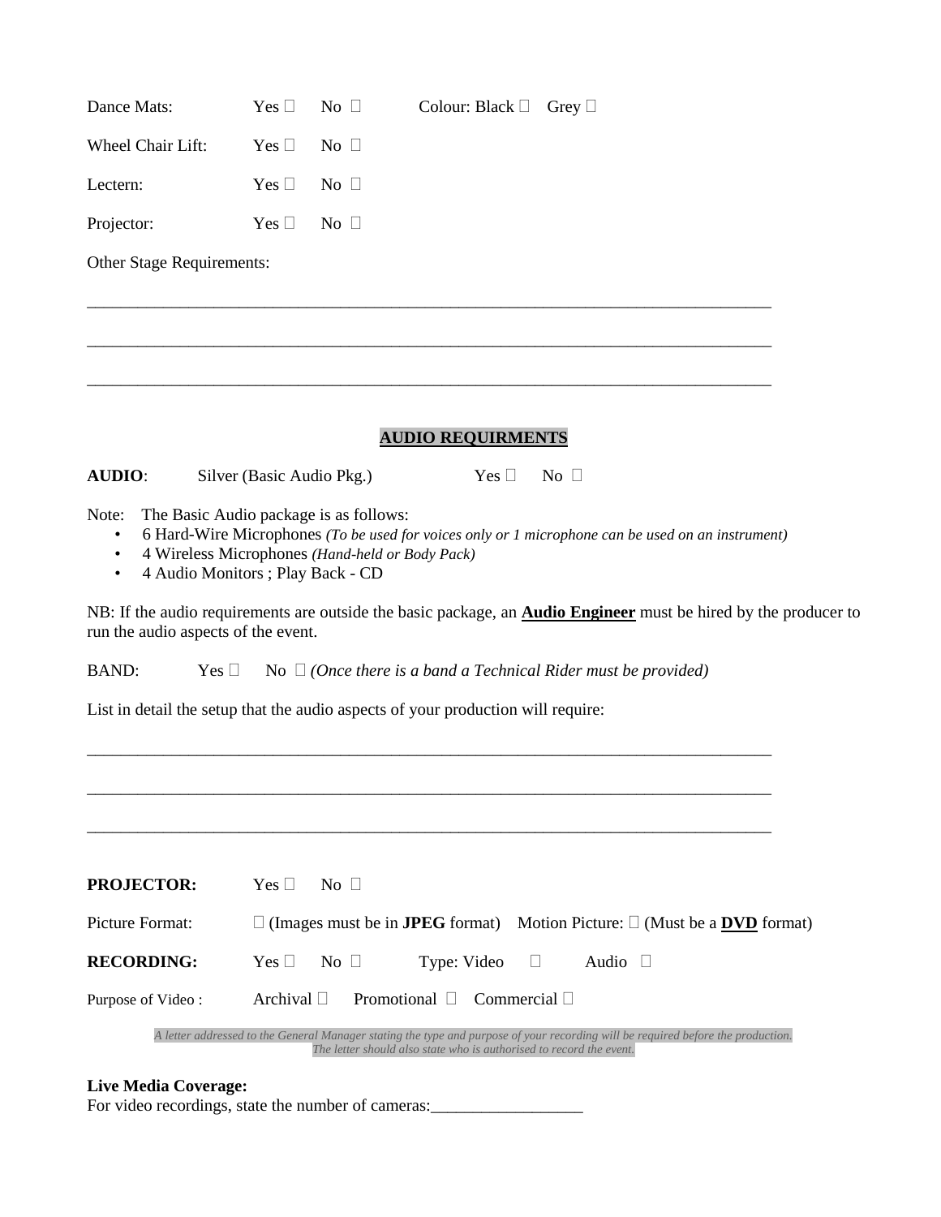Dance Mats: Yes ☐ No ☐ Colour: Black ☐ Grey ☐

Wheel Chair Lift: Yes ☐ No ☐

Lectern: Yes ☐ No ☐

Projector: Yes ☐ No ☐

Other Stage Requirements:

_______________________________________________________________________________

_______________________________________________________________________________

_______________________________________________________________________________

## AUDIO REQUIRMENTS

**AUDIO**: Silver (Basic Audio Pkg.) Yes ☐ No ☐

Note: The Basic Audio package is as follows:

- 6 Hard-Wire Microphones *(To be used for voices only or 1 microphone can be used on an instrument)*
- 4 Wireless Microphones *(Hand-held or Body Pack)*
- 4 Audio Monitors ; Play Back - CD

NB: If the audio requirements are outside the basic package, an **Audio Engineer** must be hired by the producer to run the audio aspects of the event.

BAND: Yes ☐ No ☐ *(Once there is a band a Technical Rider must be provided)*

List in detail the setup that the audio aspects of your production will require:

_______________________________________________________________________________

_______________________________________________________________________________

_______________________________________________________________________________

**PROJECTOR:** Yes ☐ No ☐

Picture Format: ☐ (Images must be in **JPEG** format) Motion Picture: ☐ (Must be a **DVD** format)

**RECORDING:** Yes ☐ No ☐ Type: Video ☐ Audio ☐

Purpose of Video : Archival ☐ Promotional ☐ Commercial ☐

*A letter addressed to the General Manager stating the type and purpose of your recording will be required before the production. The letter should also state who is authorised to record the event.*

**Live Media Coverage:**
For video recordings, state the number of cameras:__________________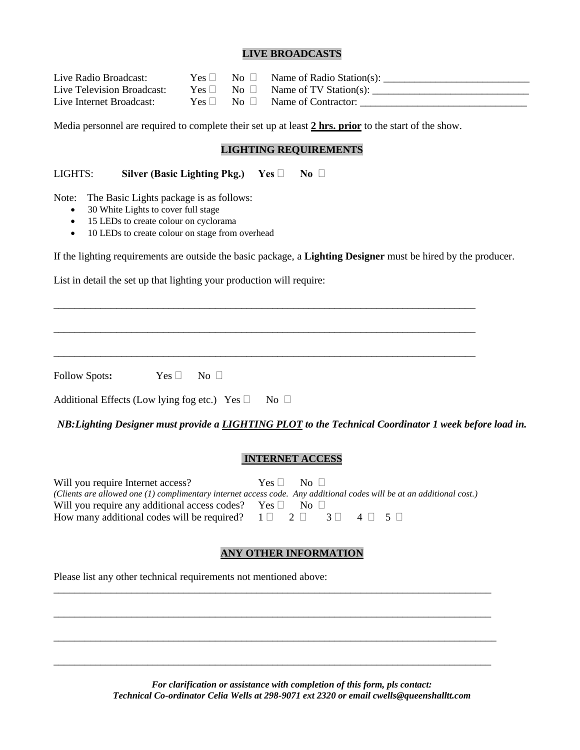## LIVE BROADCASTS

Live Radio Broadcast: Yes ☐ No ☐ Name of Radio Station(s): ____________________________
Live Television Broadcast: Yes ☐ No ☐ Name of TV Station(s): ______________________________
Live Internet Broadcast: Yes ☐ No ☐ Name of Contractor: ________________________________

Media personnel are required to complete their set up at least **2 hrs. prior** to the start of the show.

## LIGHTING REQUIREMENTS

LIGHTS: **Silver (Basic Lighting Pkg.) Yes ☐ No ☐**

Note: The Basic Lights package is as follows:

- 30 White Lights to cover full stage
- 15 LEDs to create colour on cyclorama
- 10 LEDs to create colour on stage from overhead

If the lighting requirements are outside the basic package, a **Lighting Designer** must be hired by the producer.

List in detail the set up that lighting your production will require:

_____________________________________________________________________________________

_____________________________________________________________________________________

_____________________________________________________________________________________

Follow Spots**:** Yes ☐ No ☐

Additional Effects (Low lying fog etc.) Yes ☐ No ☐

***NB:Lighting Designer must provide a LIGHTING PLOT to the Technical Coordinator 1 week before load in.***

## INTERNET ACCESS

Will you require Internet access? Yes ☐ No ☐
*(Clients are allowed one (1) complimentary internet access code. Any additional codes will be at an additional cost.)*
Will you require any additional access codes? Yes ☐ No ☐
How many additional codes will be required? 1 ☐ 2 ☐ 3 ☐ 4 ☐ 5 ☐

## ANY OTHER INFORMATION

Please list any other technical requirements not mentioned above:

_____________________________________________________________________________________

_____________________________________________________________________________________

_____________________________________________________________________________________

_____________________________________________________________________________________

***For clarification or assistance with completion of this form, pls contact:***
***Technical Co-ordinator Celia Wells at 298-9071 ext 2320 or email cwells@queenshalltt.com***